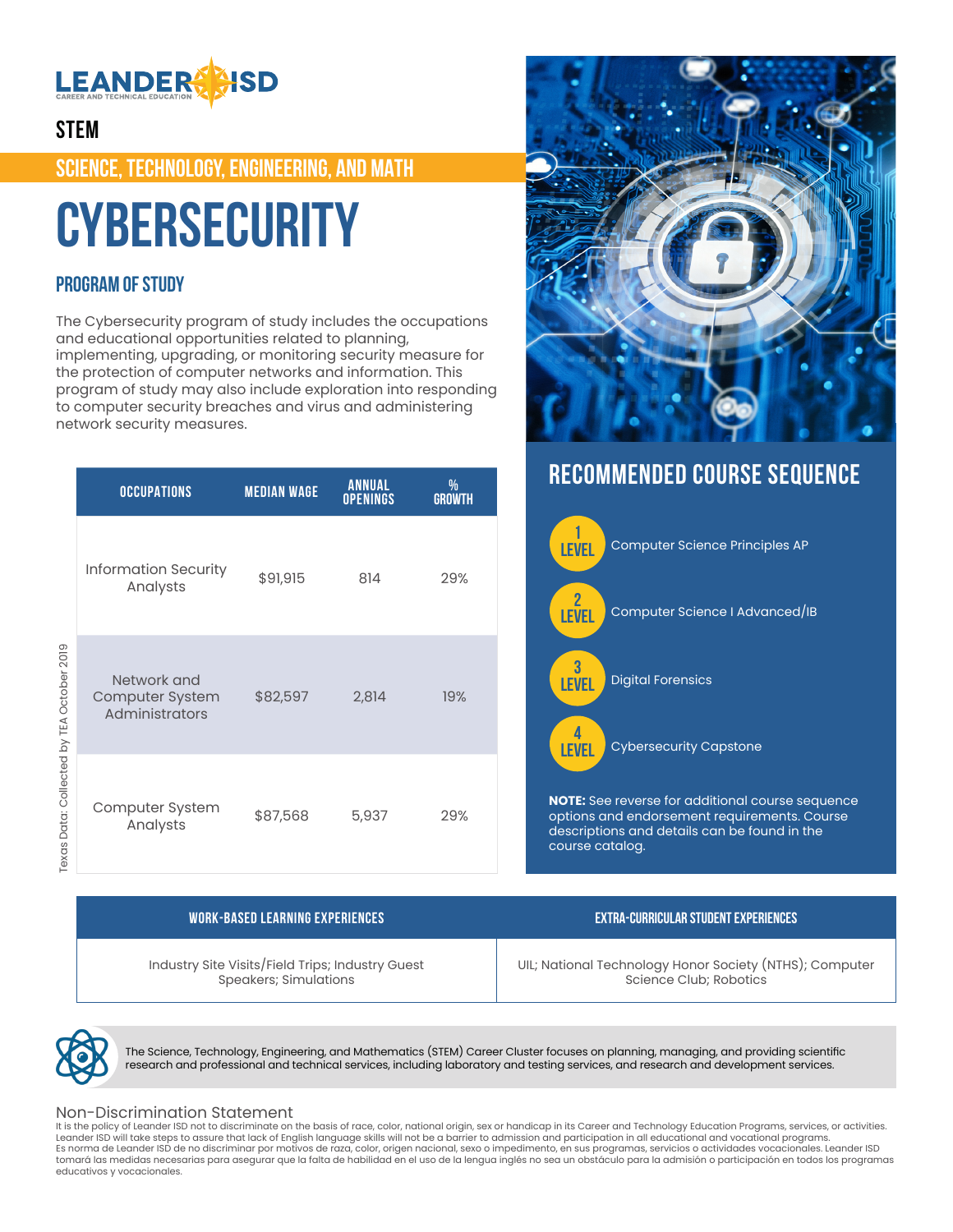LEANDER ISD
CAREER AND TECHNICAL EDUCATION

## STEM

## SCIENCE, TECHNOLOGY, ENGINEERING, AND MATH

# CYBERSECURITY

### PROGRAM OF STUDY

The Cybersecurity program of study includes the occupations and educational opportunities related to planning, implementing, upgrading, or monitoring security measure for the protection of computer networks and information. This program of study may also include exploration into responding to computer security breaches and virus and administering network security measures.

| OCCUPATIONS | MEDIAN WAGE | ANNUAL OPENINGS | % GROWTH |
|---|---|---|---|
| Information Security Analysts | $91,915 | 814 | 29% |
| Network and Computer System Administrators | $82,597 | 2,814 | 19% |
| Computer System Analysts | $87,568 | 5,937 | 29% |

Texas Data: Collected by TEA October 2019

## RECOMMENDED COURSE SEQUENCE

- **1 LEVEL** Computer Science Principles AP
- **2 LEVEL** Computer Science I Advanced/IB
- **3 LEVEL** Digital Forensics
- **4 LEVEL** Cybersecurity Capstone

**NOTE:** See reverse for additional course sequence options and endorsement requirements. Course descriptions and details can be found in the course catalog.

| WORK-BASED LEARNING EXPERIENCES | EXTRA-CURRICULAR STUDENT EXPERIENCES |
|---|---|
| Industry Site Visits/Field Trips; Industry Guest Speakers; Simulations | UIL; National Technology Honor Society (NTHS); Computer Science Club; Robotics |

The Science, Technology, Engineering, and Mathematics (STEM) Career Cluster focuses on planning, managing, and providing scientific research and professional and technical services, including laboratory and testing services, and research and development services.

### Non-Discrimination Statement

It is the policy of Leander ISD not to discriminate on the basis of race, color, national origin, sex or handicap in its Career and Technology Education Programs, services, or activities. Leander ISD will take steps to assure that lack of English language skills will not be a barrier to admission and participation in all educational and vocational programs.
Es norma de Leander ISD de no discriminar por motivos de raza, color, origen nacional, sexo o impedimento, en sus programas, servicios o actividades vocacionales. Leander ISD tomará las medidas necesarias para asegurar que la falta de habilidad en el uso de la lengua inglés no sea un obstáculo para la admisión o participación en todos los programas educativos y vocacionales.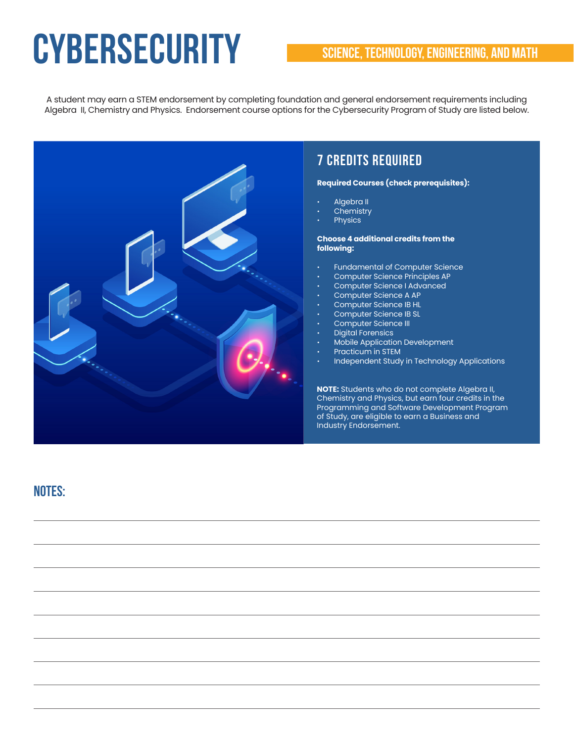# CYBERSECURITY

**SCIENCE, TECHNOLOGY, ENGINEERING, AND MATH**

A student may earn a STEM endorsement by completing foundation and general endorsement requirements including Algebra II, Chemistry and Physics. Endorsement course options for the Cybersecurity Program of Study are listed below.

## 7 CREDITS REQUIRED

**Required Courses (check prerequisites):**

- Algebra II
- Chemistry
- Physics

**Choose 4 additional credits from the following:**

- Fundamental of Computer Science
- Computer Science Principles AP
- Computer Science I Advanced
- Computer Science A AP
- Computer Science IB HL
- Computer Science IB SL
- Computer Science III
- Digital Forensics
- Mobile Application Development
- Practicum in STEM
- Independent Study in Technology Applications

**NOTE:** Students who do not complete Algebra II, Chemistry and Physics, but earn four credits in the Programming and Software Development Program of Study, are eligible to earn a Business and Industry Endorsement.

## NOTES: